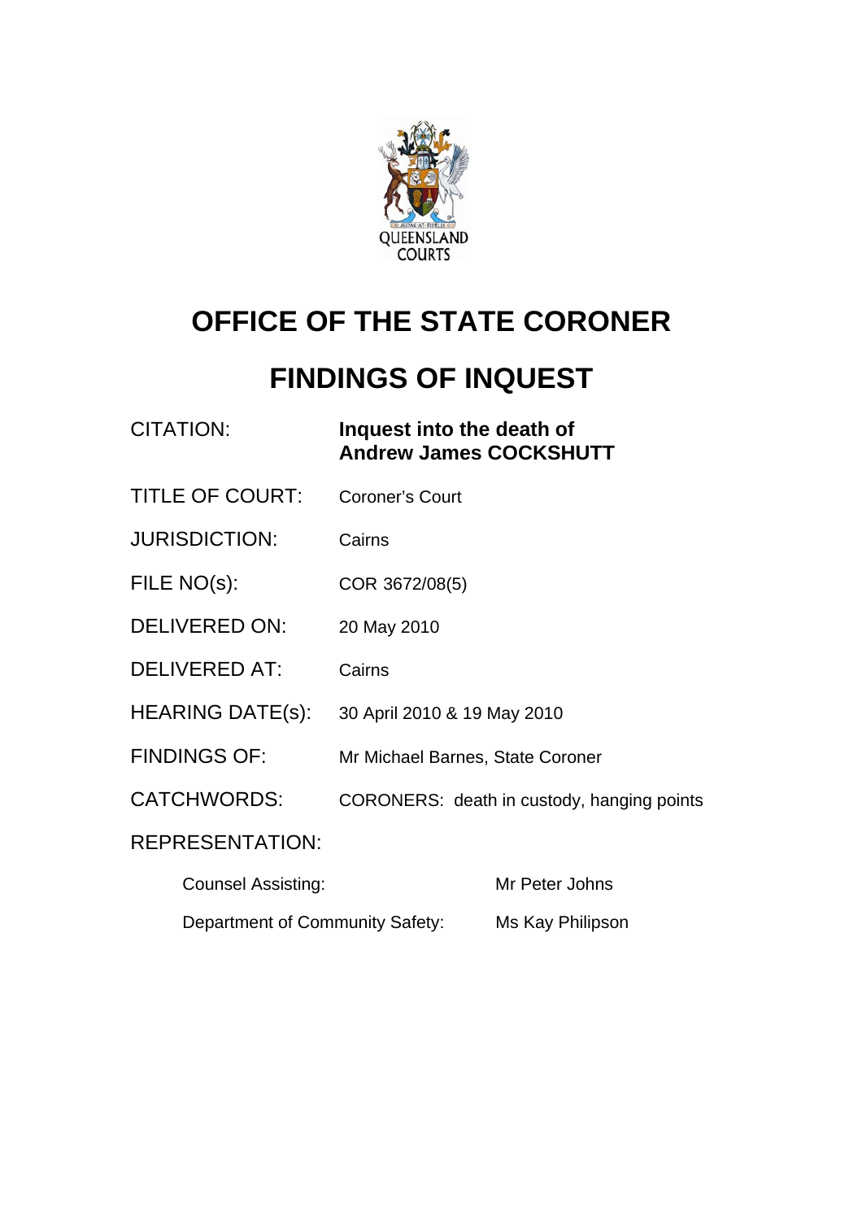QUEENSLAND COURTS

# OFFICE OF THE STATE CORONER

# FINDINGS OF INQUEST

| | |
|---|---|
| CITATION: | **Inquest into the death of Andrew James COCKSHUTT** |
| TITLE OF COURT: | Coroner's Court |
| JURISDICTION: | Cairns |
| FILE NO(s): | COR 3672/08(5) |
| DELIVERED ON: | 20 May 2010 |
| DELIVERED AT: | Cairns |
| HEARING DATE(s): | 30 April 2010 & 19 May 2010 |
| FINDINGS OF: | Mr Michael Barnes, State Coroner |
| CATCHWORDS: | CORONERS: death in custody, hanging points |

REPRESENTATION:

| | |
|---|---|
| Counsel Assisting: | Mr Peter Johns |
| Department of Community Safety: | Ms Kay Philipson |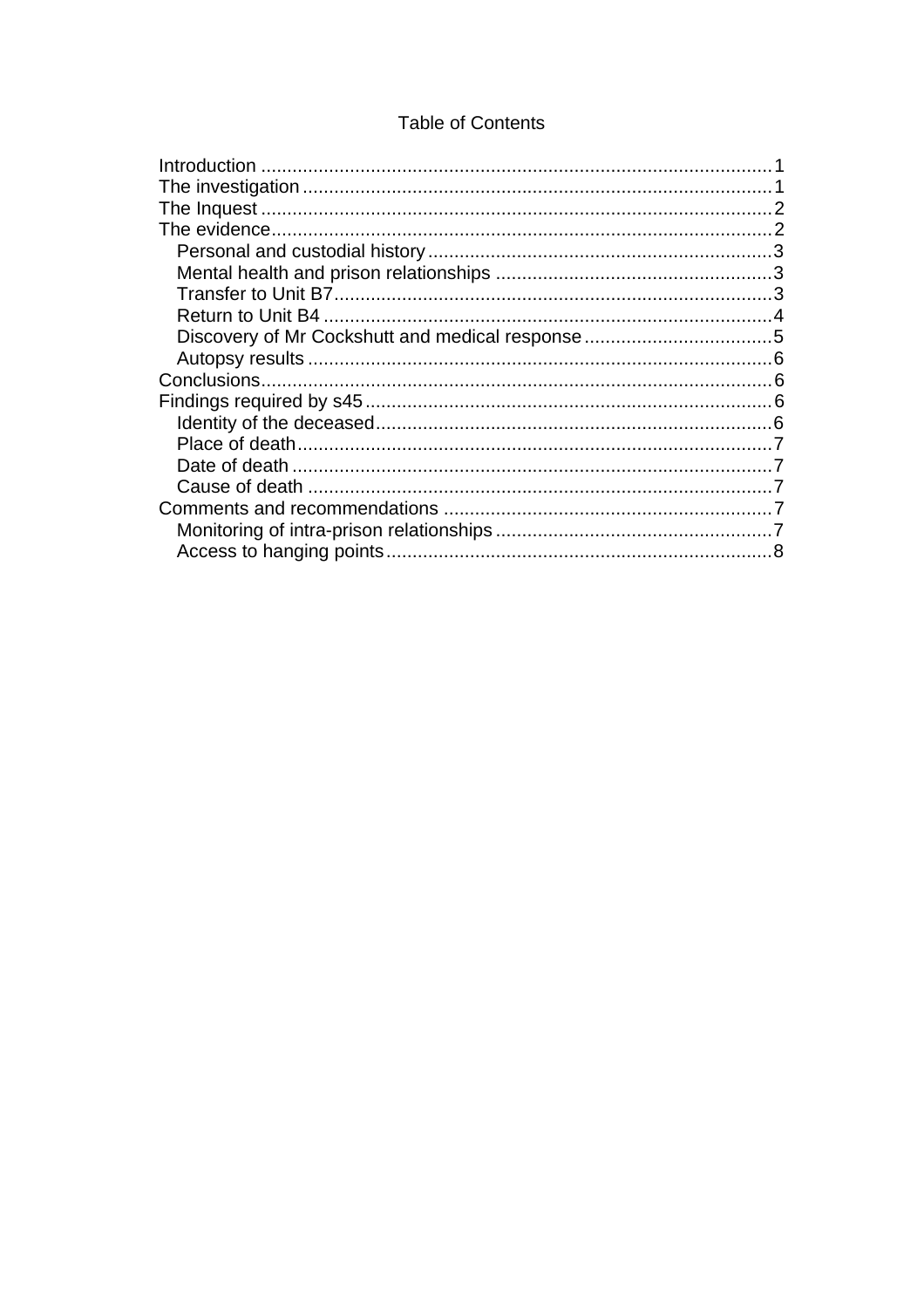# Table of Contents

Introduction ........................................................................................1
The investigation ..................................................................................1
The Inquest ..........................................................................................2
The evidence........................................................................................2
- Personal and custodial history ..........................................................3
- Mental health and prison relationships .............................................3
- Transfer to Unit B7.............................................................................3
- Return to Unit B4 ...............................................................................4
- Discovery of Mr Cockshutt and medical response ............................5
- Autopsy results ..................................................................................6

Conclusions..........................................................................................6
Findings required by s45 .....................................................................6
- Identity of the deceased.....................................................................6
- Place of death....................................................................................7
- Date of death .....................................................................................7
- Cause of death ..................................................................................7

Comments and recommendations ........................................................7
- Monitoring of intra-prison relationships .............................................7
- Access to hanging points...................................................................8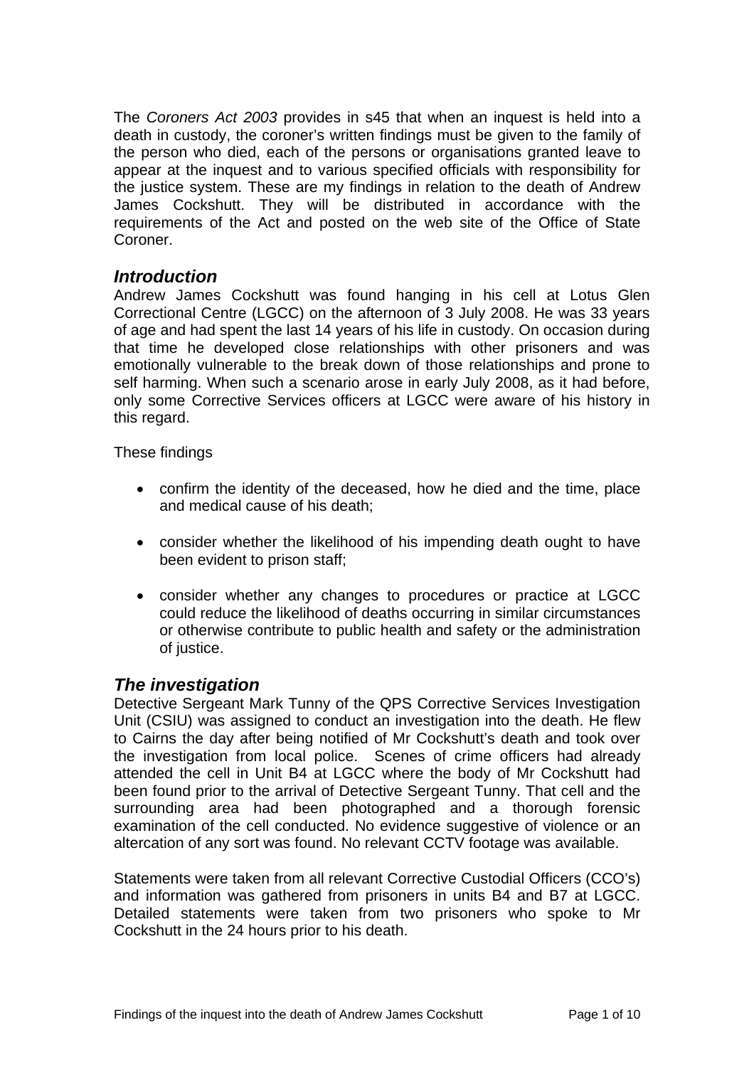The *Coroners Act 2003* provides in s45 that when an inquest is held into a death in custody, the coroner's written findings must be given to the family of the person who died, each of the persons or organisations granted leave to appear at the inquest and to various specified officials with responsibility for the justice system. These are my findings in relation to the death of Andrew James Cockshutt. They will be distributed in accordance with the requirements of the Act and posted on the web site of the Office of State Coroner.

## *Introduction*

Andrew James Cockshutt was found hanging in his cell at Lotus Glen Correctional Centre (LGCC) on the afternoon of 3 July 2008. He was 33 years of age and had spent the last 14 years of his life in custody. On occasion during that time he developed close relationships with other prisoners and was emotionally vulnerable to the break down of those relationships and prone to self harming. When such a scenario arose in early July 2008, as it had before, only some Corrective Services officers at LGCC were aware of his history in this regard.

These findings

- confirm the identity of the deceased, how he died and the time, place and medical cause of his death;
- consider whether the likelihood of his impending death ought to have been evident to prison staff;
- consider whether any changes to procedures or practice at LGCC could reduce the likelihood of deaths occurring in similar circumstances or otherwise contribute to public health and safety or the administration of justice.

## *The investigation*

Detective Sergeant Mark Tunny of the QPS Corrective Services Investigation Unit (CSIU) was assigned to conduct an investigation into the death. He flew to Cairns the day after being notified of Mr Cockshutt's death and took over the investigation from local police. Scenes of crime officers had already attended the cell in Unit B4 at LGCC where the body of Mr Cockshutt had been found prior to the arrival of Detective Sergeant Tunny. That cell and the surrounding area had been photographed and a thorough forensic examination of the cell conducted. No evidence suggestive of violence or an altercation of any sort was found. No relevant CCTV footage was available.

Statements were taken from all relevant Corrective Custodial Officers (CCO's) and information was gathered from prisoners in units B4 and B7 at LGCC. Detailed statements were taken from two prisoners who spoke to Mr Cockshutt in the 24 hours prior to his death.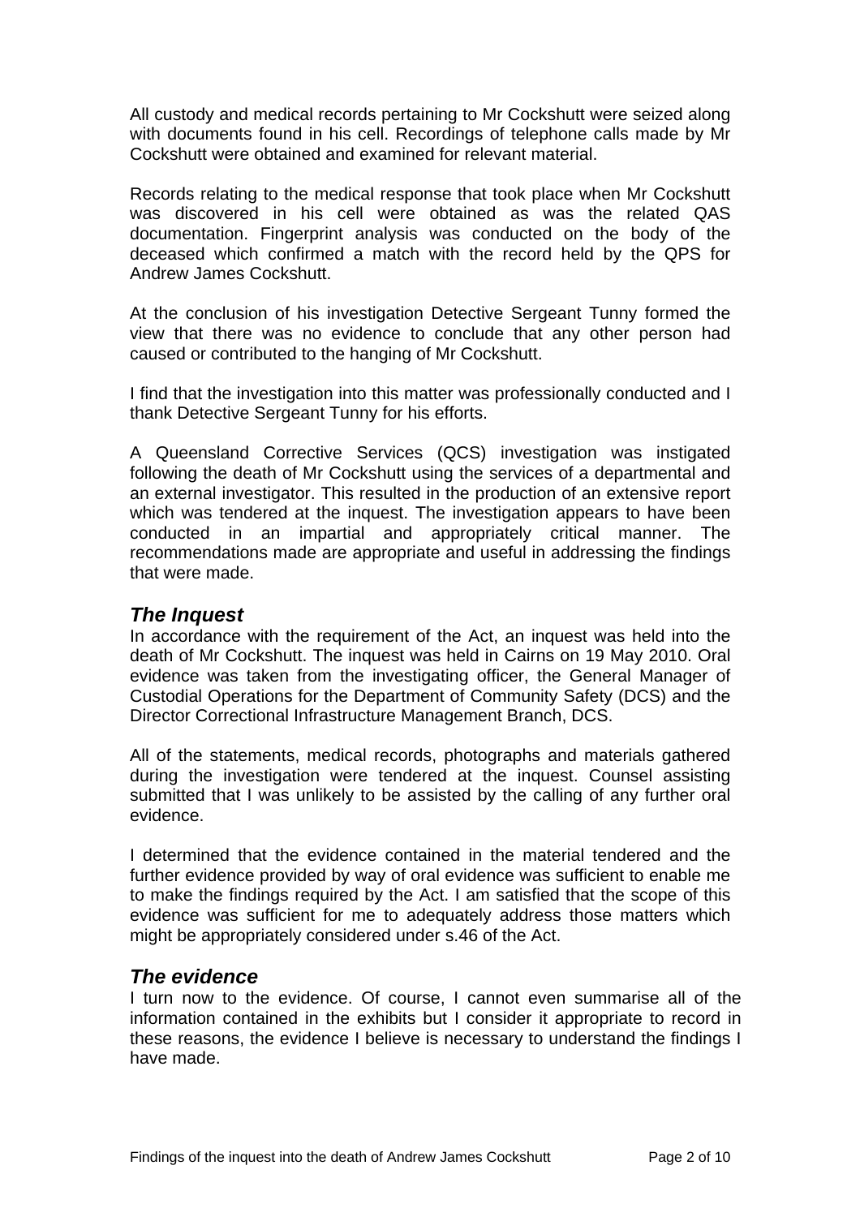All custody and medical records pertaining to Mr Cockshutt were seized along with documents found in his cell. Recordings of telephone calls made by Mr Cockshutt were obtained and examined for relevant material.

Records relating to the medical response that took place when Mr Cockshutt was discovered in his cell were obtained as was the related QAS documentation. Fingerprint analysis was conducted on the body of the deceased which confirmed a match with the record held by the QPS for Andrew James Cockshutt.

At the conclusion of his investigation Detective Sergeant Tunny formed the view that there was no evidence to conclude that any other person had caused or contributed to the hanging of Mr Cockshutt.

I find that the investigation into this matter was professionally conducted and I thank Detective Sergeant Tunny for his efforts.

A Queensland Corrective Services (QCS) investigation was instigated following the death of Mr Cockshutt using the services of a departmental and an external investigator. This resulted in the production of an extensive report which was tendered at the inquest. The investigation appears to have been conducted in an impartial and appropriately critical manner. The recommendations made are appropriate and useful in addressing the findings that were made.

## *The Inquest*

In accordance with the requirement of the Act, an inquest was held into the death of Mr Cockshutt. The inquest was held in Cairns on 19 May 2010. Oral evidence was taken from the investigating officer, the General Manager of Custodial Operations for the Department of Community Safety (DCS) and the Director Correctional Infrastructure Management Branch, DCS.

All of the statements, medical records, photographs and materials gathered during the investigation were tendered at the inquest. Counsel assisting submitted that I was unlikely to be assisted by the calling of any further oral evidence.

I determined that the evidence contained in the material tendered and the further evidence provided by way of oral evidence was sufficient to enable me to make the findings required by the Act. I am satisfied that the scope of this evidence was sufficient for me to adequately address those matters which might be appropriately considered under s.46 of the Act.

## *The evidence*

I turn now to the evidence. Of course, I cannot even summarise all of the information contained in the exhibits but I consider it appropriate to record in these reasons, the evidence I believe is necessary to understand the findings I have made.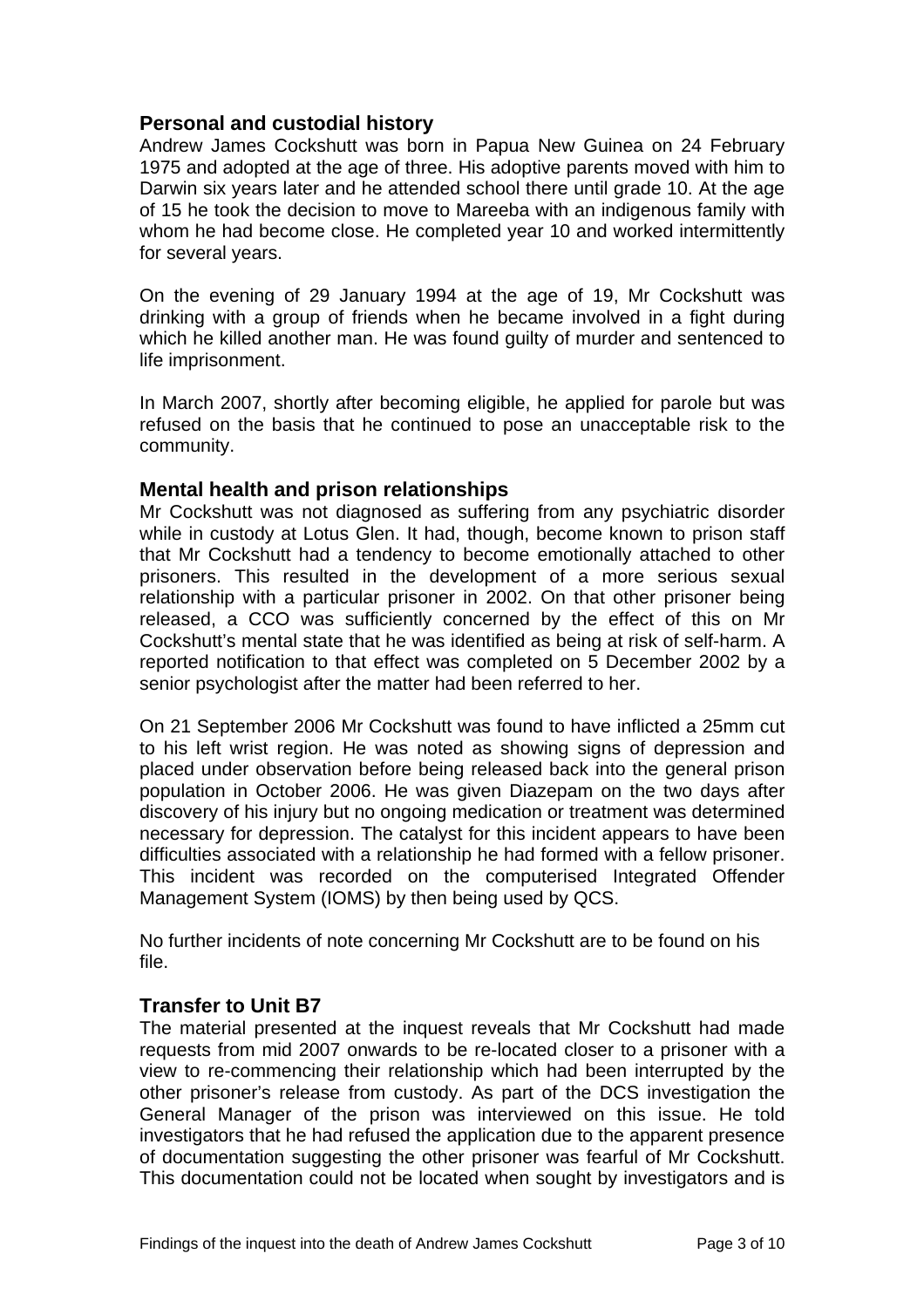## Personal and custodial history

Andrew James Cockshutt was born in Papua New Guinea on 24 February 1975 and adopted at the age of three. His adoptive parents moved with him to Darwin six years later and he attended school there until grade 10. At the age of 15 he took the decision to move to Mareeba with an indigenous family with whom he had become close. He completed year 10 and worked intermittently for several years.

On the evening of 29 January 1994 at the age of 19, Mr Cockshutt was drinking with a group of friends when he became involved in a fight during which he killed another man. He was found guilty of murder and sentenced to life imprisonment.

In March 2007, shortly after becoming eligible, he applied for parole but was refused on the basis that he continued to pose an unacceptable risk to the community.

## Mental health and prison relationships

Mr Cockshutt was not diagnosed as suffering from any psychiatric disorder while in custody at Lotus Glen. It had, though, become known to prison staff that Mr Cockshutt had a tendency to become emotionally attached to other prisoners. This resulted in the development of a more serious sexual relationship with a particular prisoner in 2002. On that other prisoner being released, a CCO was sufficiently concerned by the effect of this on Mr Cockshutt's mental state that he was identified as being at risk of self-harm. A reported notification to that effect was completed on 5 December 2002 by a senior psychologist after the matter had been referred to her.

On 21 September 2006 Mr Cockshutt was found to have inflicted a 25mm cut to his left wrist region. He was noted as showing signs of depression and placed under observation before being released back into the general prison population in October 2006. He was given Diazepam on the two days after discovery of his injury but no ongoing medication or treatment was determined necessary for depression. The catalyst for this incident appears to have been difficulties associated with a relationship he had formed with a fellow prisoner. This incident was recorded on the computerised Integrated Offender Management System (IOMS) by then being used by QCS.

No further incidents of note concerning Mr Cockshutt are to be found on his file.

## Transfer to Unit B7

The material presented at the inquest reveals that Mr Cockshutt had made requests from mid 2007 onwards to be re-located closer to a prisoner with a view to re-commencing their relationship which had been interrupted by the other prisoner's release from custody. As part of the DCS investigation the General Manager of the prison was interviewed on this issue. He told investigators that he had refused the application due to the apparent presence of documentation suggesting the other prisoner was fearful of Mr Cockshutt. This documentation could not be located when sought by investigators and is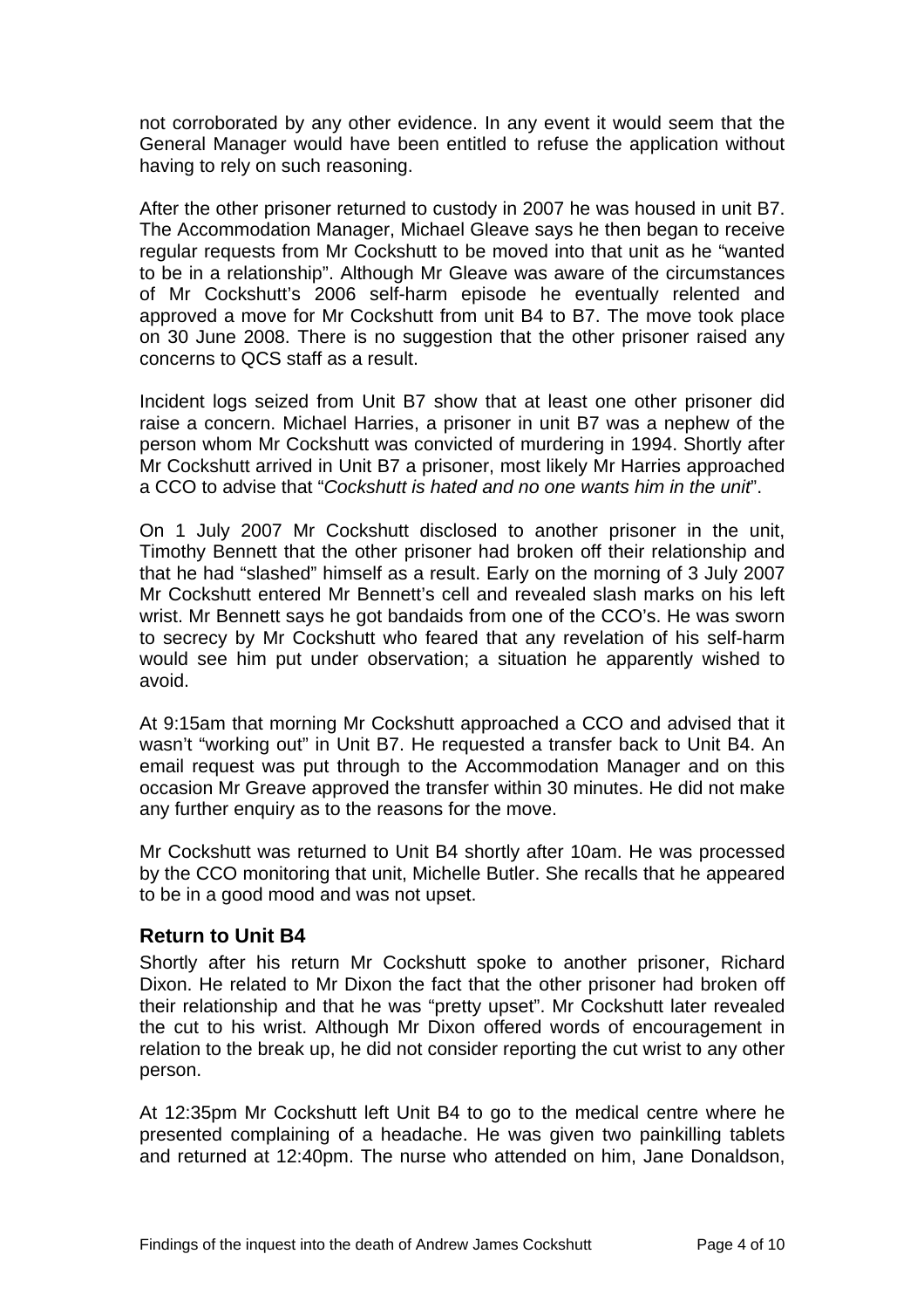not corroborated by any other evidence. In any event it would seem that the General Manager would have been entitled to refuse the application without having to rely on such reasoning.

After the other prisoner returned to custody in 2007 he was housed in unit B7. The Accommodation Manager, Michael Gleave says he then began to receive regular requests from Mr Cockshutt to be moved into that unit as he "wanted to be in a relationship". Although Mr Gleave was aware of the circumstances of Mr Cockshutt's 2006 self-harm episode he eventually relented and approved a move for Mr Cockshutt from unit B4 to B7. The move took place on 30 June 2008. There is no suggestion that the other prisoner raised any concerns to QCS staff as a result.

Incident logs seized from Unit B7 show that at least one other prisoner did raise a concern. Michael Harries, a prisoner in unit B7 was a nephew of the person whom Mr Cockshutt was convicted of murdering in 1994. Shortly after Mr Cockshutt arrived in Unit B7 a prisoner, most likely Mr Harries approached a CCO to advise that "*Cockshutt is hated and no one wants him in the unit*".

On 1 July 2007 Mr Cockshutt disclosed to another prisoner in the unit, Timothy Bennett that the other prisoner had broken off their relationship and that he had "slashed" himself as a result. Early on the morning of 3 July 2007 Mr Cockshutt entered Mr Bennett's cell and revealed slash marks on his left wrist. Mr Bennett says he got bandaids from one of the CCO's. He was sworn to secrecy by Mr Cockshutt who feared that any revelation of his self-harm would see him put under observation; a situation he apparently wished to avoid.

At 9:15am that morning Mr Cockshutt approached a CCO and advised that it wasn't "working out" in Unit B7. He requested a transfer back to Unit B4. An email request was put through to the Accommodation Manager and on this occasion Mr Greave approved the transfer within 30 minutes. He did not make any further enquiry as to the reasons for the move.

Mr Cockshutt was returned to Unit B4 shortly after 10am. He was processed by the CCO monitoring that unit, Michelle Butler. She recalls that he appeared to be in a good mood and was not upset.

## Return to Unit B4

Shortly after his return Mr Cockshutt spoke to another prisoner, Richard Dixon. He related to Mr Dixon the fact that the other prisoner had broken off their relationship and that he was "pretty upset". Mr Cockshutt later revealed the cut to his wrist. Although Mr Dixon offered words of encouragement in relation to the break up, he did not consider reporting the cut wrist to any other person.

At 12:35pm Mr Cockshutt left Unit B4 to go to the medical centre where he presented complaining of a headache. He was given two painkilling tablets and returned at 12:40pm. The nurse who attended on him, Jane Donaldson,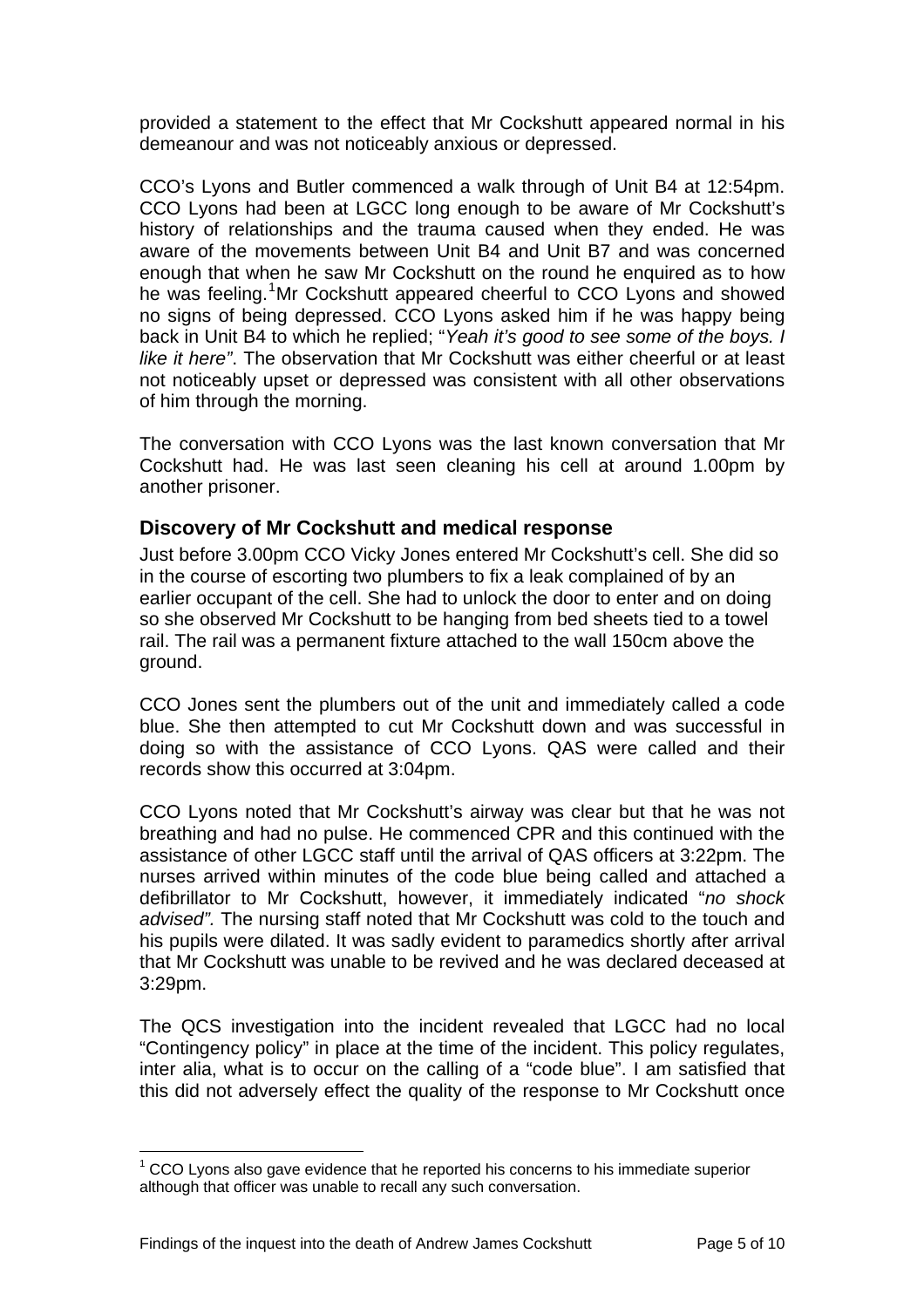provided a statement to the effect that Mr Cockshutt appeared normal in his demeanour and was not noticeably anxious or depressed.

CCO's Lyons and Butler commenced a walk through of Unit B4 at 12:54pm. CCO Lyons had been at LGCC long enough to be aware of Mr Cockshutt's history of relationships and the trauma caused when they ended. He was aware of the movements between Unit B4 and Unit B7 and was concerned enough that when he saw Mr Cockshutt on the round he enquired as to how he was feeling.[1] Mr Cockshutt appeared cheerful to CCO Lyons and showed no signs of being depressed. CCO Lyons asked him if he was happy being back in Unit B4 to which he replied; "*Yeah it's good to see some of the boys. I like it here"*. The observation that Mr Cockshutt was either cheerful or at least not noticeably upset or depressed was consistent with all other observations of him through the morning.

The conversation with CCO Lyons was the last known conversation that Mr Cockshutt had. He was last seen cleaning his cell at around 1.00pm by another prisoner.

## Discovery of Mr Cockshutt and medical response

Just before 3.00pm CCO Vicky Jones entered Mr Cockshutt's cell. She did so in the course of escorting two plumbers to fix a leak complained of by an earlier occupant of the cell. She had to unlock the door to enter and on doing so she observed Mr Cockshutt to be hanging from bed sheets tied to a towel rail. The rail was a permanent fixture attached to the wall 150cm above the ground.

CCO Jones sent the plumbers out of the unit and immediately called a code blue. She then attempted to cut Mr Cockshutt down and was successful in doing so with the assistance of CCO Lyons. QAS were called and their records show this occurred at 3:04pm.

CCO Lyons noted that Mr Cockshutt's airway was clear but that he was not breathing and had no pulse. He commenced CPR and this continued with the assistance of other LGCC staff until the arrival of QAS officers at 3:22pm. The nurses arrived within minutes of the code blue being called and attached a defibrillator to Mr Cockshutt, however, it immediately indicated "*no shock advised".* The nursing staff noted that Mr Cockshutt was cold to the touch and his pupils were dilated. It was sadly evident to paramedics shortly after arrival that Mr Cockshutt was unable to be revived and he was declared deceased at 3:29pm.

The QCS investigation into the incident revealed that LGCC had no local "Contingency policy" in place at the time of the incident. This policy regulates, inter alia, what is to occur on the calling of a "code blue". I am satisfied that this did not adversely effect the quality of the response to Mr Cockshutt once

---

[1] CCO Lyons also gave evidence that he reported his concerns to his immediate superior although that officer was unable to recall any such conversation.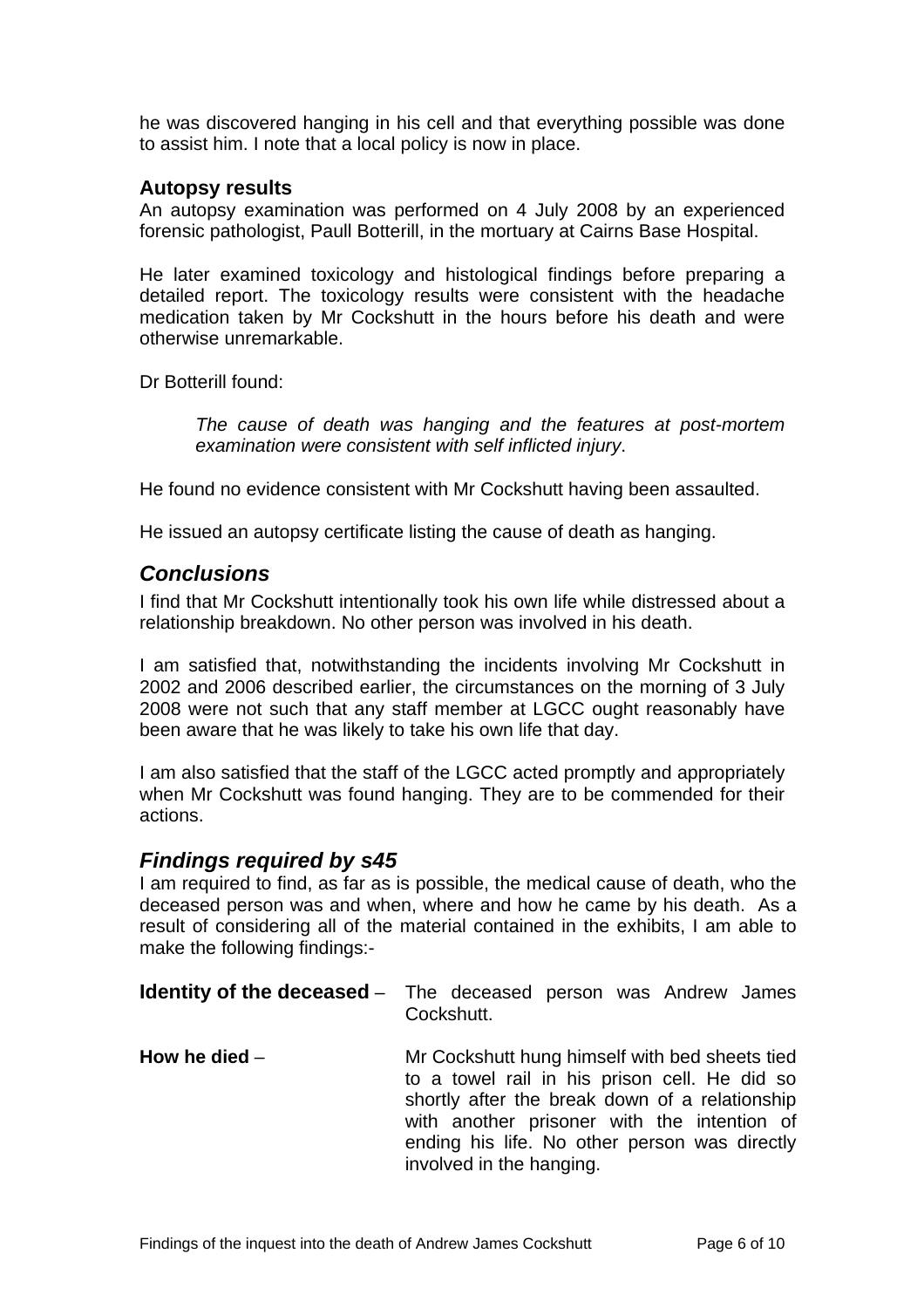he was discovered hanging in his cell and that everything possible was done to assist him. I note that a local policy is now in place.

### Autopsy results

An autopsy examination was performed on 4 July 2008 by an experienced forensic pathologist, Paull Botterill, in the mortuary at Cairns Base Hospital.

He later examined toxicology and histological findings before preparing a detailed report. The toxicology results were consistent with the headache medication taken by Mr Cockshutt in the hours before his death and were otherwise unremarkable.

Dr Botterill found:

> *The cause of death was hanging and the features at post-mortem examination were consistent with self inflicted injury*.

He found no evidence consistent with Mr Cockshutt having been assaulted.

He issued an autopsy certificate listing the cause of death as hanging.

## *Conclusions*

I find that Mr Cockshutt intentionally took his own life while distressed about a relationship breakdown. No other person was involved in his death.

I am satisfied that, notwithstanding the incidents involving Mr Cockshutt in 2002 and 2006 described earlier, the circumstances on the morning of 3 July 2008 were not such that any staff member at LGCC ought reasonably have been aware that he was likely to take his own life that day.

I am also satisfied that the staff of the LGCC acted promptly and appropriately when Mr Cockshutt was found hanging. They are to be commended for their actions.

## *Findings required by s45*

I am required to find, as far as is possible, the medical cause of death, who the deceased person was and when, where and how he came by his death. As a result of considering all of the material contained in the exhibits, I am able to make the following findings:-

**Identity of the deceased** – The deceased person was Andrew James Cockshutt.

**How he died** – Mr Cockshutt hung himself with bed sheets tied to a towel rail in his prison cell. He did so shortly after the break down of a relationship with another prisoner with the intention of ending his life. No other person was directly involved in the hanging.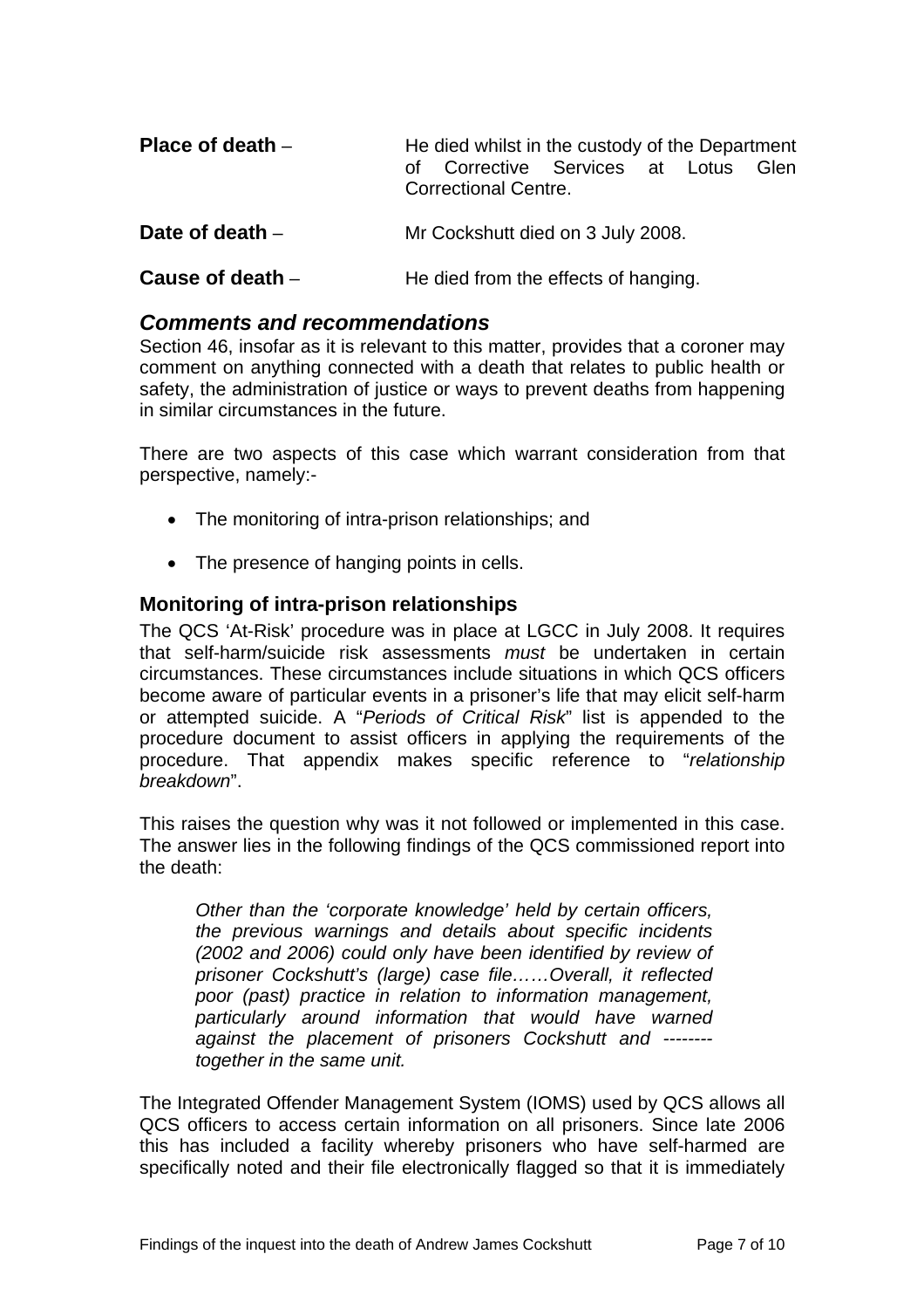| | |
|---|---|
| **Place of death** – | He died whilst in the custody of the Department of Corrective Services at Lotus Glen Correctional Centre. |
| **Date of death** – | Mr Cockshutt died on 3 July 2008. |
| **Cause of death** – | He died from the effects of hanging. |

## *Comments and recommendations*

Section 46, insofar as it is relevant to this matter, provides that a coroner may comment on anything connected with a death that relates to public health or safety, the administration of justice or ways to prevent deaths from happening in similar circumstances in the future.

There are two aspects of this case which warrant consideration from that perspective, namely:-

- The monitoring of intra-prison relationships; and
- The presence of hanging points in cells.

### Monitoring of intra-prison relationships

The QCS 'At-Risk' procedure was in place at LGCC in July 2008. It requires that self-harm/suicide risk assessments *must* be undertaken in certain circumstances. These circumstances include situations in which QCS officers become aware of particular events in a prisoner's life that may elicit self-harm or attempted suicide. A "*Periods of Critical Risk*" list is appended to the procedure document to assist officers in applying the requirements of the procedure. That appendix makes specific reference to "*relationship breakdown*".

This raises the question why was it not followed or implemented in this case. The answer lies in the following findings of the QCS commissioned report into the death:

> *Other than the 'corporate knowledge' held by certain officers, the previous warnings and details about specific incidents (2002 and 2006) could only have been identified by review of prisoner Cockshutt's (large) case file……Overall, it reflected poor (past) practice in relation to information management, particularly around information that would have warned against the placement of prisoners Cockshutt and -------- together in the same unit.*

The Integrated Offender Management System (IOMS) used by QCS allows all QCS officers to access certain information on all prisoners. Since late 2006 this has included a facility whereby prisoners who have self-harmed are specifically noted and their file electronically flagged so that it is immediately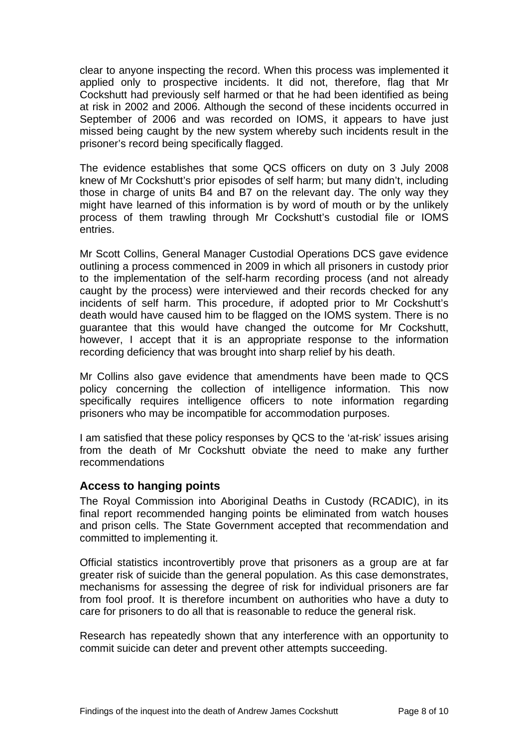clear to anyone inspecting the record. When this process was implemented it applied only to prospective incidents. It did not, therefore, flag that Mr Cockshutt had previously self harmed or that he had been identified as being at risk in 2002 and 2006. Although the second of these incidents occurred in September of 2006 and was recorded on IOMS, it appears to have just missed being caught by the new system whereby such incidents result in the prisoner's record being specifically flagged.

The evidence establishes that some QCS officers on duty on 3 July 2008 knew of Mr Cockshutt's prior episodes of self harm; but many didn't, including those in charge of units B4 and B7 on the relevant day. The only way they might have learned of this information is by word of mouth or by the unlikely process of them trawling through Mr Cockshutt's custodial file or IOMS entries.

Mr Scott Collins, General Manager Custodial Operations DCS gave evidence outlining a process commenced in 2009 in which all prisoners in custody prior to the implementation of the self-harm recording process (and not already caught by the process) were interviewed and their records checked for any incidents of self harm. This procedure, if adopted prior to Mr Cockshutt's death would have caused him to be flagged on the IOMS system. There is no guarantee that this would have changed the outcome for Mr Cockshutt, however, I accept that it is an appropriate response to the information recording deficiency that was brought into sharp relief by his death.

Mr Collins also gave evidence that amendments have been made to QCS policy concerning the collection of intelligence information. This now specifically requires intelligence officers to note information regarding prisoners who may be incompatible for accommodation purposes.

I am satisfied that these policy responses by QCS to the 'at-risk' issues arising from the death of Mr Cockshutt obviate the need to make any further recommendations

### Access to hanging points

The Royal Commission into Aboriginal Deaths in Custody (RCADIC), in its final report recommended hanging points be eliminated from watch houses and prison cells. The State Government accepted that recommendation and committed to implementing it.

Official statistics incontrovertibly prove that prisoners as a group are at far greater risk of suicide than the general population. As this case demonstrates, mechanisms for assessing the degree of risk for individual prisoners are far from fool proof. It is therefore incumbent on authorities who have a duty to care for prisoners to do all that is reasonable to reduce the general risk.

Research has repeatedly shown that any interference with an opportunity to commit suicide can deter and prevent other attempts succeeding.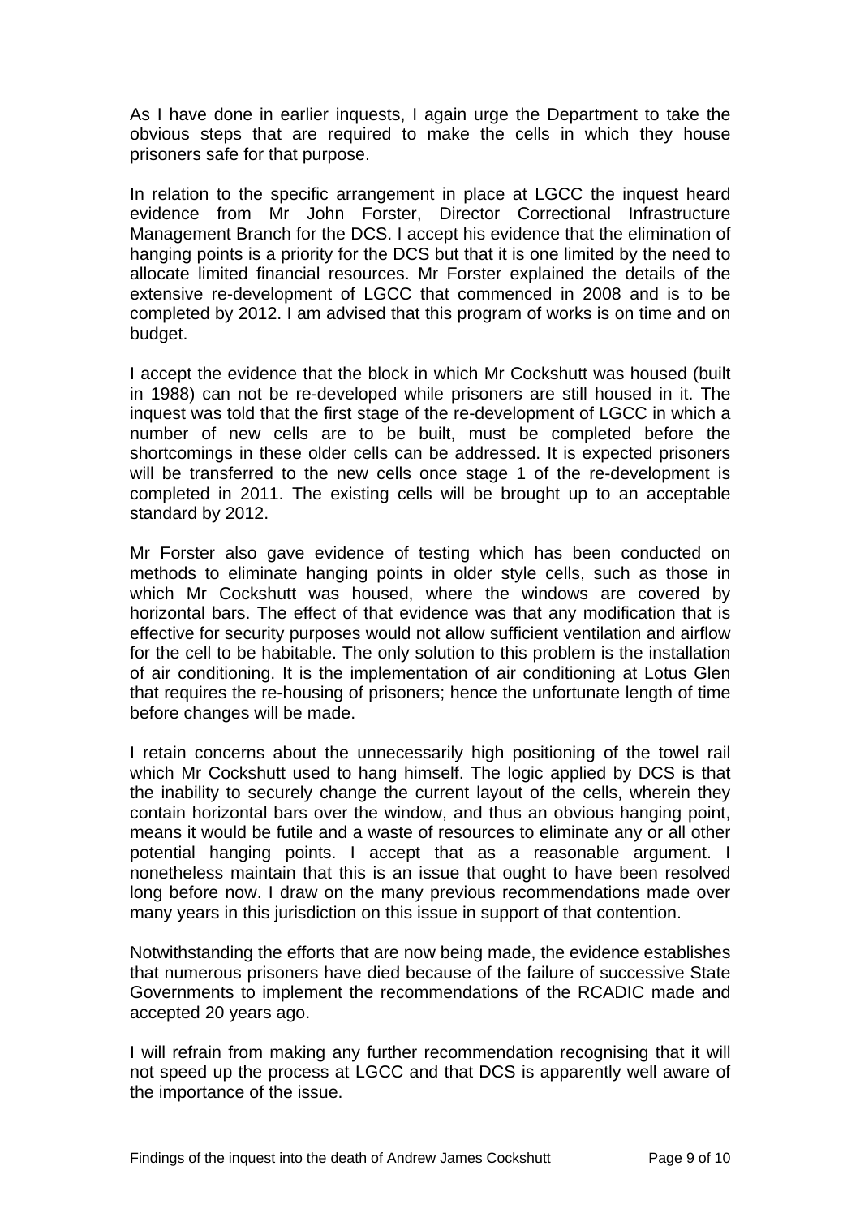As I have done in earlier inquests, I again urge the Department to take the obvious steps that are required to make the cells in which they house prisoners safe for that purpose.

In relation to the specific arrangement in place at LGCC the inquest heard evidence from Mr John Forster, Director Correctional Infrastructure Management Branch for the DCS. I accept his evidence that the elimination of hanging points is a priority for the DCS but that it is one limited by the need to allocate limited financial resources. Mr Forster explained the details of the extensive re-development of LGCC that commenced in 2008 and is to be completed by 2012. I am advised that this program of works is on time and on budget.

I accept the evidence that the block in which Mr Cockshutt was housed (built in 1988) can not be re-developed while prisoners are still housed in it. The inquest was told that the first stage of the re-development of LGCC in which a number of new cells are to be built, must be completed before the shortcomings in these older cells can be addressed. It is expected prisoners will be transferred to the new cells once stage 1 of the re-development is completed in 2011. The existing cells will be brought up to an acceptable standard by 2012.

Mr Forster also gave evidence of testing which has been conducted on methods to eliminate hanging points in older style cells, such as those in which Mr Cockshutt was housed, where the windows are covered by horizontal bars. The effect of that evidence was that any modification that is effective for security purposes would not allow sufficient ventilation and airflow for the cell to be habitable. The only solution to this problem is the installation of air conditioning. It is the implementation of air conditioning at Lotus Glen that requires the re-housing of prisoners; hence the unfortunate length of time before changes will be made.

I retain concerns about the unnecessarily high positioning of the towel rail which Mr Cockshutt used to hang himself. The logic applied by DCS is that the inability to securely change the current layout of the cells, wherein they contain horizontal bars over the window, and thus an obvious hanging point, means it would be futile and a waste of resources to eliminate any or all other potential hanging points. I accept that as a reasonable argument. I nonetheless maintain that this is an issue that ought to have been resolved long before now. I draw on the many previous recommendations made over many years in this jurisdiction on this issue in support of that contention.

Notwithstanding the efforts that are now being made, the evidence establishes that numerous prisoners have died because of the failure of successive State Governments to implement the recommendations of the RCADIC made and accepted 20 years ago.

I will refrain from making any further recommendation recognising that it will not speed up the process at LGCC and that DCS is apparently well aware of the importance of the issue.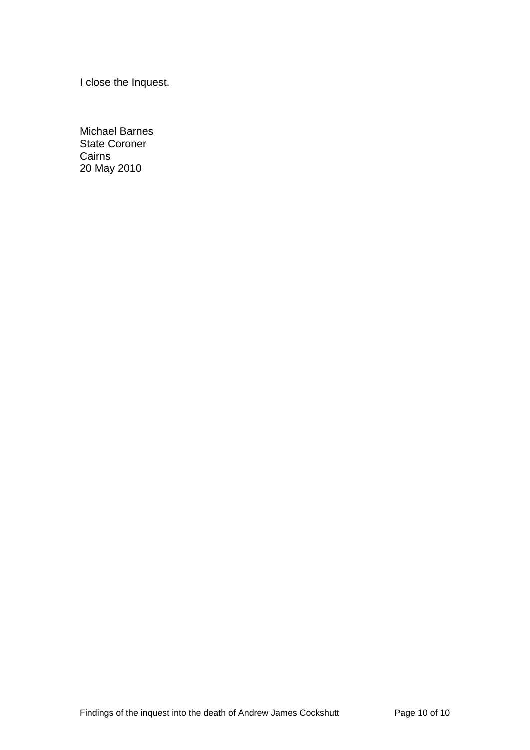I close the Inquest.

Michael Barnes
State Coroner
Cairns
20 May 2010